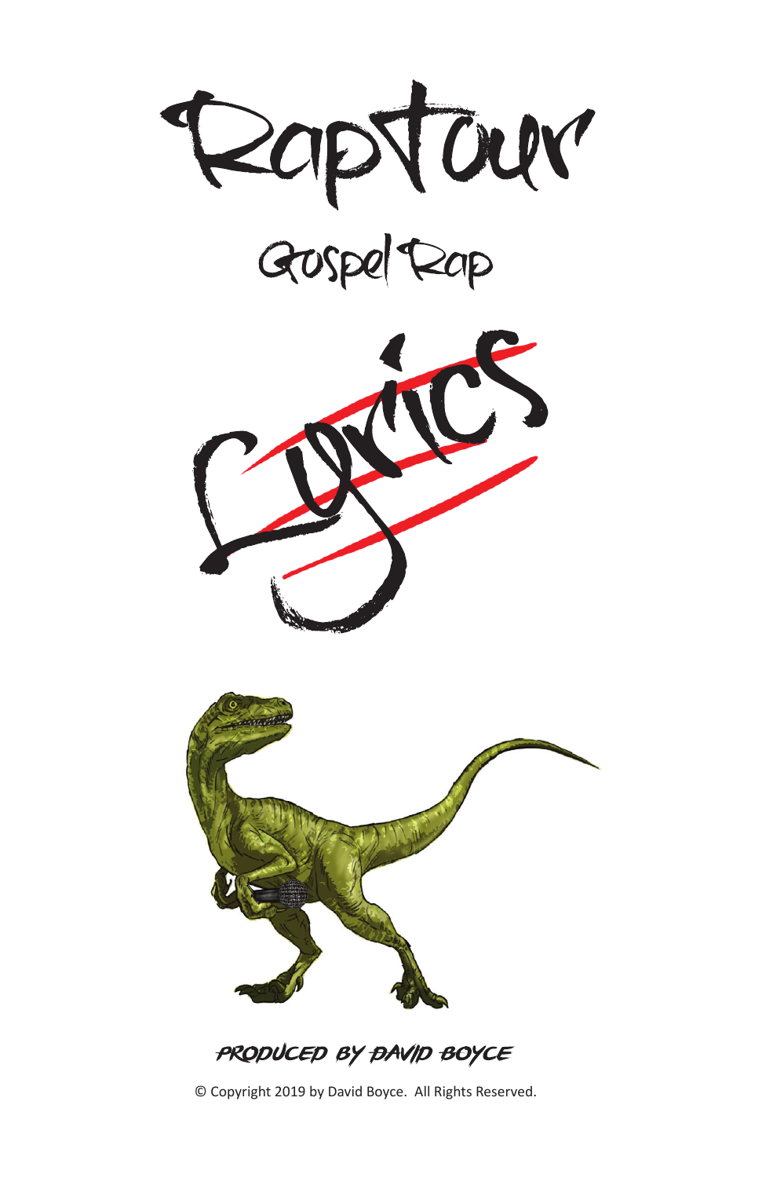# RapTour

## Gospel Rap

# Lyrics

PRODUCED BY DAVID BOYCE

© Copyright 2019 by David Boyce. All Rights Reserved.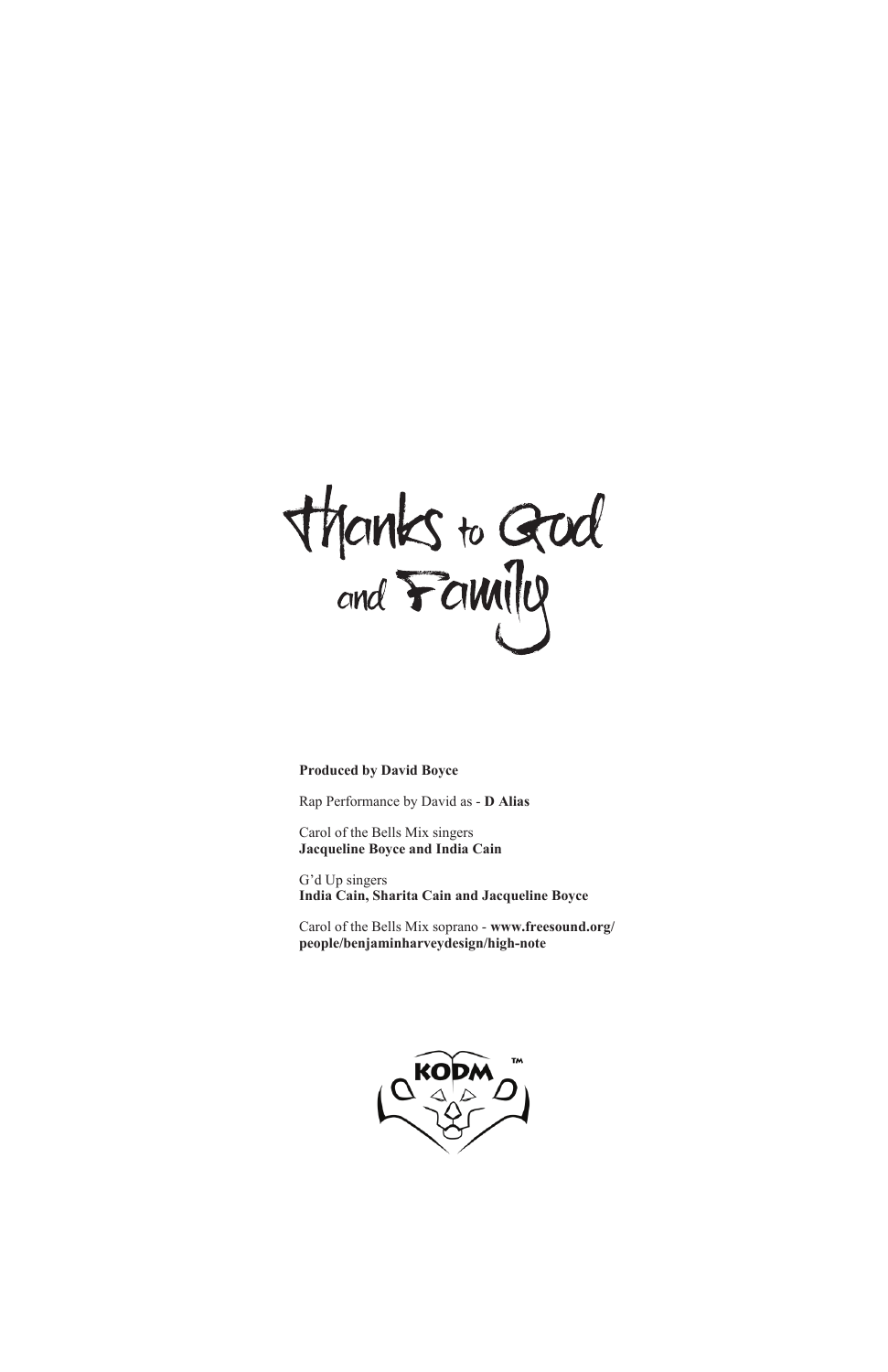# Thanks to God and Family

**Produced by David Boyce**

Rap Performance by David as - **D Alias**

Carol of the Bells Mix singers
**Jacqueline Boyce and India Cain**

G'd Up singers
**India Cain, Sharita Cain and Jacqueline Boyce**

Carol of the Bells Mix soprano - **www.freesound.org/people/benjaminharveydesign/high-note**

KODM™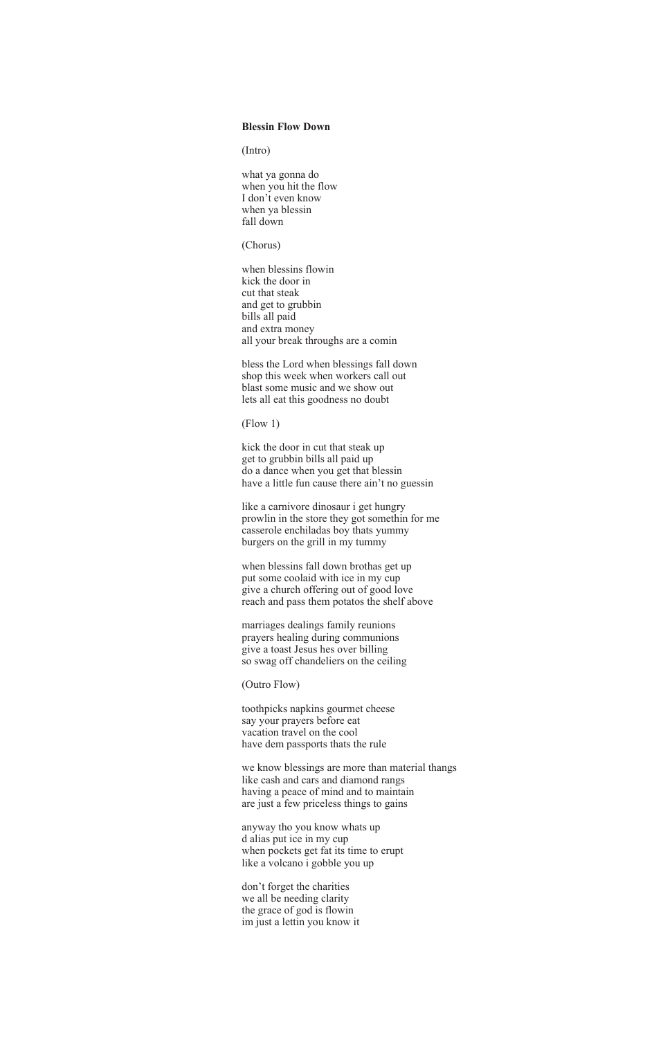**Blessin Flow Down**

(Intro)

what ya gonna do
when you hit the flow
I don't even know
when ya blessin
fall down

(Chorus)

when blessins flowin
kick the door in
cut that steak
and get to grubbin
bills all paid
and extra money
all your break throughs are a comin

bless the Lord when blessings fall down
shop this week when workers call out
blast some music and we show out
lets all eat this goodness no doubt

(Flow 1)

kick the door in cut that steak up
get to grubbin bills all paid up
do a dance when you get that blessin
have a little fun cause there ain't no guessin

like a carnivore dinosaur i get hungry
prowlin in the store they got somethin for me
casserole enchiladas boy thats yummy
burgers on the grill in my tummy

when blessins fall down brothas get up
put some coolaid with ice in my cup
give a church offering out of good love
reach and pass them potatos the shelf above

marriages dealings family reunions
prayers healing during communions
give a toast Jesus hes over billing
so swag off chandeliers on the ceiling

(Outro Flow)

toothpicks napkins gourmet cheese
say your prayers before eat
vacation travel on the cool
have dem passports thats the rule

we know blessings are more than material thangs
like cash and cars and diamond rangs
having a peace of mind and to maintain
are just a few priceless things to gains

anyway tho you know whats up
d alias put ice in my cup
when pockets get fat its time to erupt
like a volcano i gobble you up

don't forget the charities
we all be needing clarity
the grace of god is flowin
im just a lettin you know it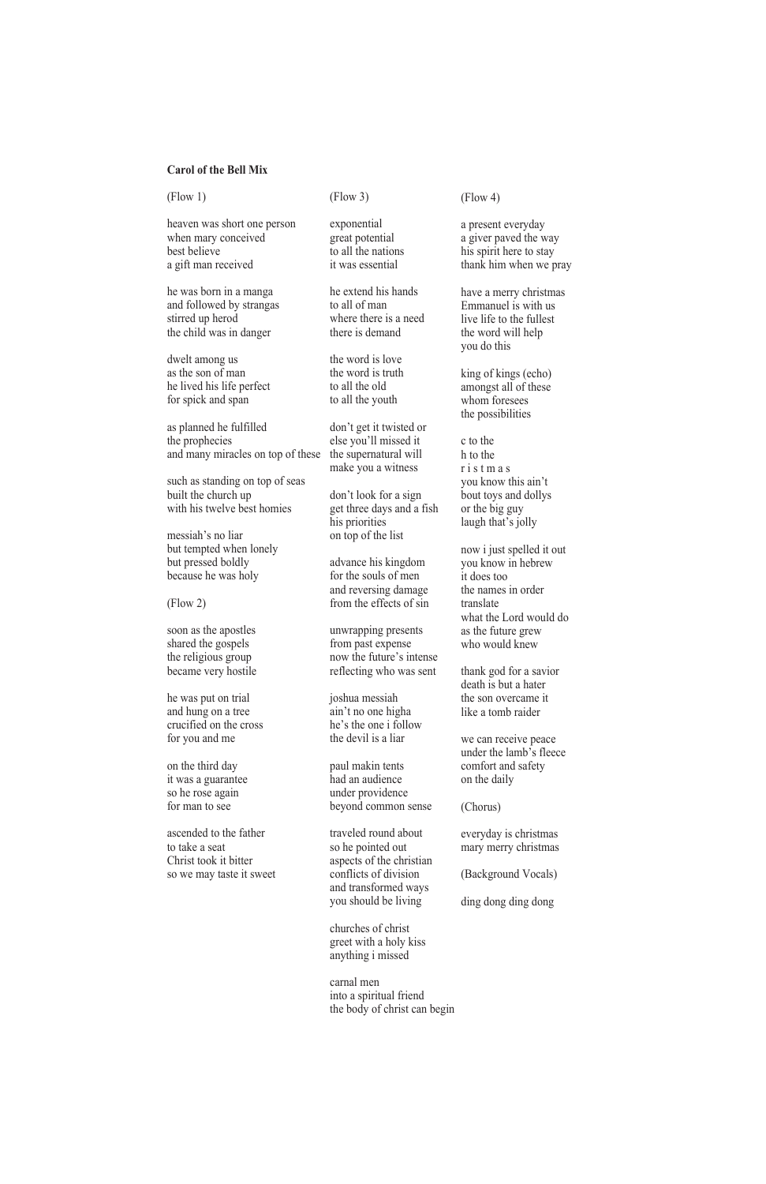**Carol of the Bell Mix**

(Flow 1)

heaven was short one person
when mary conceived
best believe
a gift man received

he was born in a manga
and followed by strangas
stirred up herod
the child was in danger

dwelt among us
as the son of man
he lived his life perfect
for spick and span

as planned he fulfilled
the prophecies
and many miracles on top of these

such as standing on top of seas
built the church up
with his twelve best homies

messiah's no liar
but tempted when lonely
but pressed boldly
because he was holy

(Flow 2)

soon as the apostles
shared the gospels
the religious group
became very hostile

he was put on trial
and hung on a tree
crucified on the cross
for you and me

on the third day
it was a guarantee
so he rose again
for man to see

ascended to the father
to take a seat
Christ took it bitter
so we may taste it sweet

(Flow 3)

exponential
great potential
to all the nations
it was essential

he extend his hands
to all of man
where there is a need
there is demand

the word is love
the word is truth
to all the old
to all the youth

don't get it twisted or
else you'll missed it
the supernatural will
make you a witness

don't look for a sign
get three days and a fish
his priorities
on top of the list

advance his kingdom
for the souls of men
and reversing damage
from the effects of sin

unwrapping presents
from past expense
now the future's intense
reflecting who was sent

joshua messiah
ain't no one higha
he's the one i follow
the devil is a liar

paul makin tents
had an audience
under providence
beyond common sense

traveled round about
so he pointed out
aspects of the christian
conflicts of division
and transformed ways
you should be living

churches of christ
greet with a holy kiss
anything i missed

carnal men
into a spiritual friend
the body of christ can begin

(Flow 4)

a present everyday
a giver paved the way
his spirit here to stay
thank him when we pray

have a merry christmas
Emmanuel is with us
live life to the fullest
the word will help
you do this

king of kings (echo)
amongst all of these
whom foresees
the possibilities

c to the
h to the
r i s t m a s
you know this ain't
bout toys and dollys
or the big guy
laugh that's jolly

now i just spelled it out
you know in hebrew
it does too
the names in order
translate
what the Lord would do
as the future grew
who would knew

thank god for a savior
death is but a hater
the son overcame it
like a tomb raider

we can receive peace
under the lamb's fleece
comfort and safety
on the daily

(Chorus)

everyday is christmas
mary merry christmas

(Background Vocals)

ding dong ding dong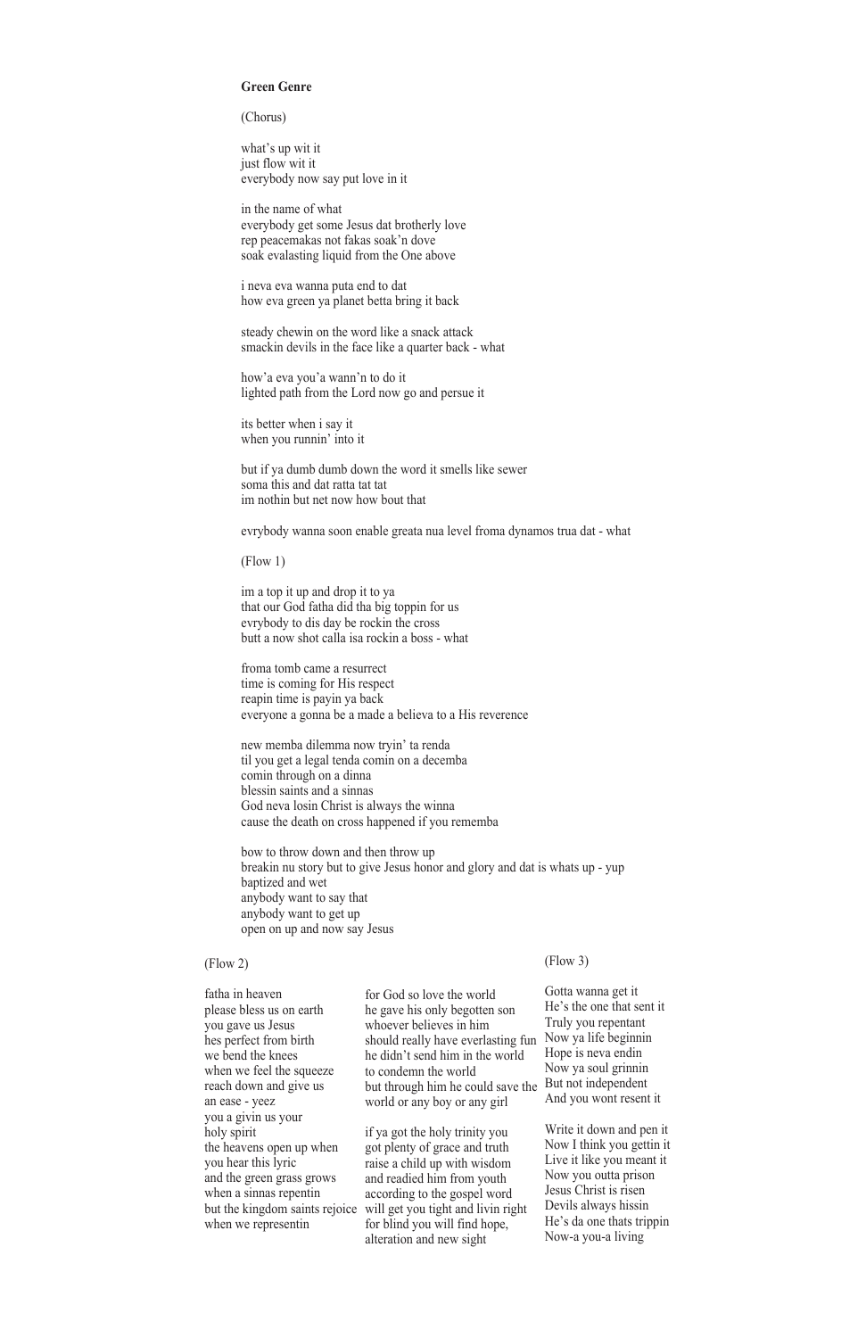**Green Genre**

(Chorus)

what's up wit it
just flow wit it
everybody now say put love in it

in the name of what
everybody get some Jesus dat brotherly love
rep peacemakas not fakas soak'n dove
soak evalasting liquid from the One above

i neva eva wanna puta end to dat
how eva green ya planet betta bring it back

steady chewin on the word like a snack attack
smackin devils in the face like a quarter back - what

how'a eva you'a wann'n to do it
lighted path from the Lord now go and persue it

its better when i say it
when you runnin' into it

but if ya dumb dumb down the word it smells like sewer
soma this and dat ratta tat tat
im nothin but net now how bout that

evrybody wanna soon enable greata nua level froma dynamos trua dat - what

(Flow 1)

im a top it up and drop it to ya
that our God fatha did tha big toppin for us
evrybody to dis day be rockin the cross
butt a now shot calla isa rockin a boss - what

froma tomb came a resurrect
time is coming for His respect
reapin time is payin ya back
everyone a gonna be a made a believa to a His reverence

new memba dilemma now tryin' ta renda
til you get a legal tenda comin on a decemba
comin through on a dinna
blessin saints and a sinnas
God neva losin Christ is always the winna
cause the death on cross happened if you rememba

bow to throw down and then throw up
breakin nu story but to give Jesus honor and glory and dat is whats up - yup
baptized and wet
anybody want to say that
anybody want to get up
open on up and now say Jesus

(Flow 2)

fatha in heaven
please bless us on earth
you gave us Jesus
hes perfect from birth
we bend the knees
when we feel the squeeze
reach down and give us
an ease - yeez
you a givin us your
holy spirit
the heavens open up when
you hear this lyric
and the green grass grows
when a sinnas repentin
but the kingdom saints rejoice
when we representin

for God so love the world
he gave his only begotten son
whoever believes in him
should really have everlasting fun
he didn't send him in the world
to condemn the world
but through him he could save the
world or any boy or any girl

if ya got the holy trinity you
got plenty of grace and truth
raise a child up with wisdom
and readied him from youth
according to the gospel word
will get you tight and livin right
for blind you will find hope,
alteration and new sight

(Flow 3)

Gotta wanna get it
He's the one that sent it
Truly you repentant
Now ya life beginnin
Hope is neva endin
Now ya soul grinnin
But not independent
And you wont resent it

Write it down and pen it
Now I think you gettin it
Live it like you meant it
Now you outta prison
Jesus Christ is risen
Devils always hissin
He's da one thats trippin
Now-a you-a living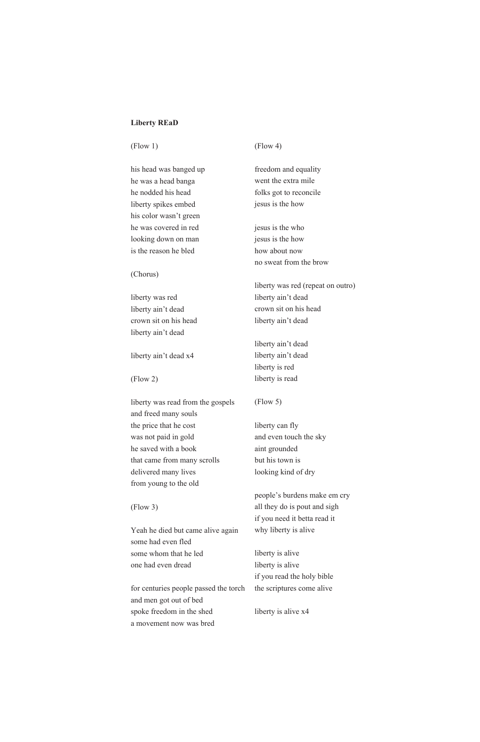**Liberty REaD**

(Flow 1)

his head was banged up
he was a head banga
he nodded his head
liberty spikes embed
his color wasn't green
he was covered in red
looking down on man
is the reason he bled

(Chorus)

liberty was red
liberty ain't dead
crown sit on his head
liberty ain't dead

liberty ain't dead x4

(Flow 2)

liberty was read from the gospels
and freed many souls
the price that he cost
was not paid in gold
he saved with a book
that came from many scrolls
delivered many lives
from young to the old

(Flow 3)

Yeah he died but came alive again
some had even fled
some whom that he led
one had even dread

for centuries people passed the torch
and men got out of bed
spoke freedom in the shed
a movement now was bred

(Flow 4)

freedom and equality
went the extra mile
folks got to reconcile
jesus is the how

jesus is the who
jesus is the how
how about now
no sweat from the brow

liberty was red (repeat on outro)
liberty ain't dead
crown sit on his head
liberty ain't dead

liberty ain't dead
liberty ain't dead
liberty is red
liberty is read

(Flow 5)

liberty can fly
and even touch the sky
aint grounded
but his town is
looking kind of dry

people's burdens make em cry
all they do is pout and sigh
if you need it betta read it
why liberty is alive

liberty is alive
liberty is alive
if you read the holy bible
the scriptures come alive

liberty is alive x4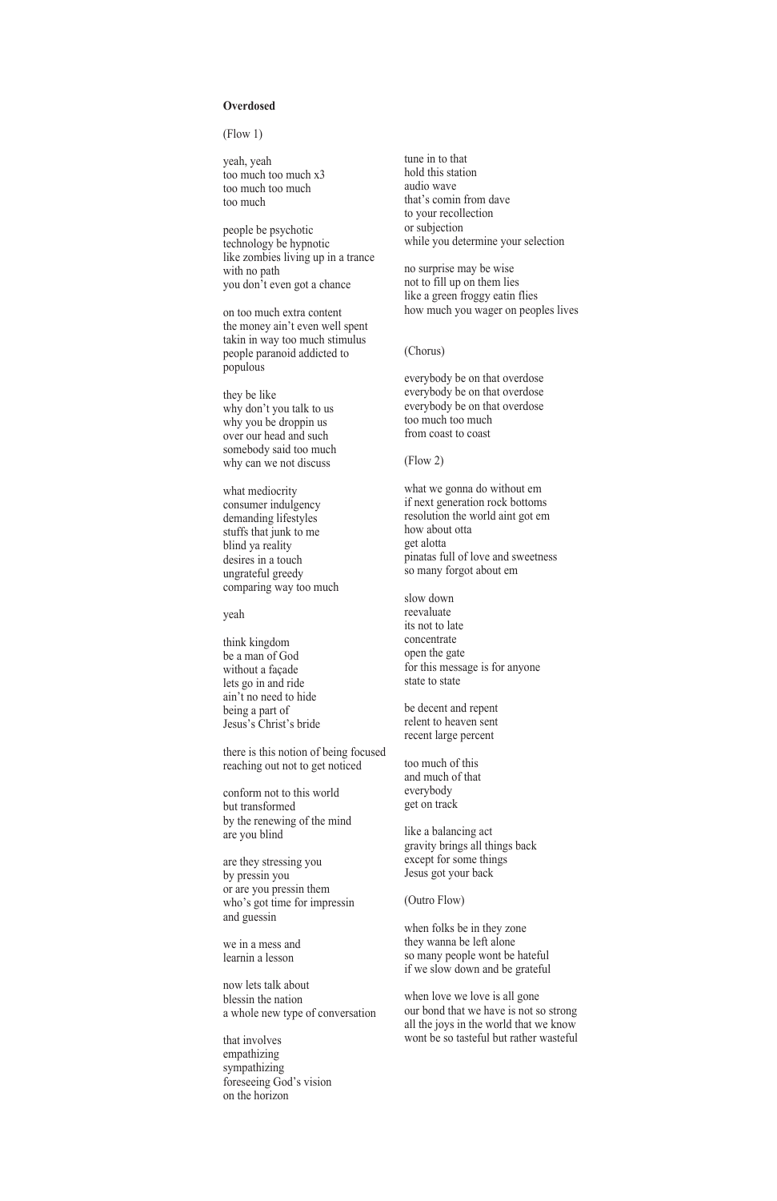**Overdosed**

(Flow 1)

yeah, yeah
too much too much x3
too much too much
too much

people be psychotic
technology be hypnotic
like zombies living up in a trance
with no path
you don't even got a chance

on too much extra content
the money ain't even well spent
takin in way too much stimulus
people paranoid addicted to
populous

they be like
why don't you talk to us
why you be droppin us
over our head and such
somebody said too much
why can we not discuss

what mediocrity
consumer indulgency
demanding lifestyles
stuffs that junk to me
blind ya reality
desires in a touch
ungrateful greedy
comparing way too much

yeah

think kingdom
be a man of God
without a façade
lets go in and ride
ain't no need to hide
being a part of
Jesus's Christ's bride

there is this notion of being focused
reaching out not to get noticed

conform not to this world
but transformed
by the renewing of the mind
are you blind

are they stressing you
by pressin you
or are you pressin them
who's got time for impressin
and guessin

we in a mess and
learnin a lesson

now lets talk about
blessin the nation
a whole new type of conversation

that involves
empathizing
sympathizing
foreseeing God's vision
on the horizon

tune in to that
hold this station
audio wave
that's comin from dave
to your recollection
or subjection
while you determine your selection

no surprise may be wise
not to fill up on them lies
like a green froggy eatin flies
how much you wager on peoples lives

(Chorus)

everybody be on that overdose
everybody be on that overdose
everybody be on that overdose
too much too much
from coast to coast

(Flow 2)

what we gonna do without em
if next generation rock bottoms
resolution the world aint got em
how about otta
get alotta
pinatas full of love and sweetness
so many forgot about em

slow down
reevaluate
its not to late
concentrate
open the gate
for this message is for anyone
state to state

be decent and repent
relent to heaven sent
recent large percent

too much of this
and much of that
everybody
get on track

like a balancing act
gravity brings all things back
except for some things
Jesus got your back

(Outro Flow)

when folks be in they zone
they wanna be left alone
so many people wont be hateful
if we slow down and be grateful

when love we love is all gone
our bond that we have is not so strong
all the joys in the world that we know
wont be so tasteful but rather wasteful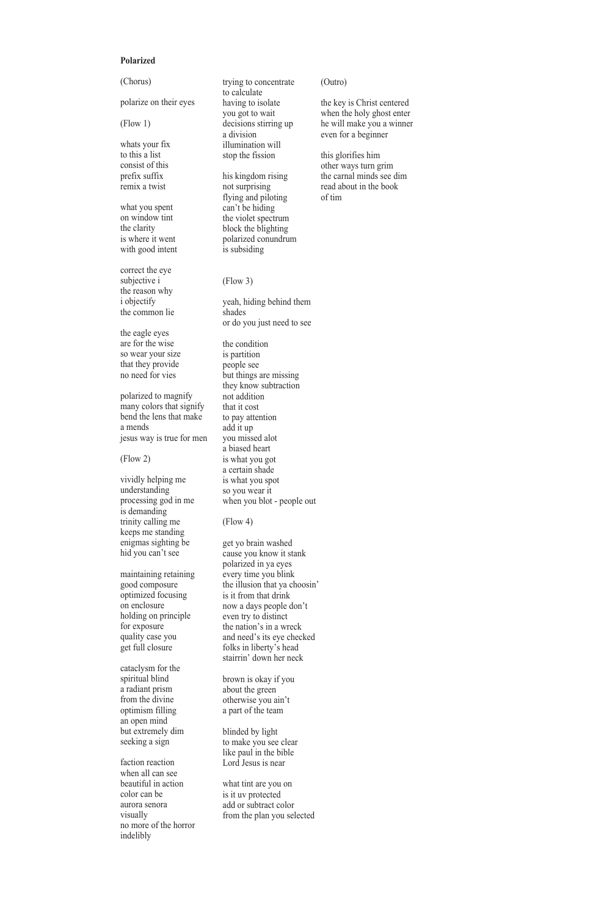**Polarized**

(Chorus)

polarize on their eyes

(Flow 1)

whats your fix
to this a list
consist of this
prefix suffix
remix a twist

what you spent
on window tint
the clarity
is where it went
with good intent

correct the eye
subjective i
the reason why
i objectify
the common lie

the eagle eyes
are for the wise
so wear your size
that they provide
no need for vies

polarized to magnify
many colors that signify
bend the lens that make
a mends
jesus way is true for men

(Flow 2)

vividly helping me
understanding
processing god in me
is demanding
trinity calling me
keeps me standing
enigmas sighting be
hid you can't see

maintaining retaining
good composure
optimized focusing
on enclosure
holding on principle
for exposure
quality case you
get full closure

cataclysm for the
spiritual blind
a radiant prism
from the divine
optimism filling
an open mind
but extremely dim
seeking a sign

faction reaction
when all can see
beautiful in action
color can be
aurora senora
visually
no more of the horror
indelibly

trying to concentrate
to calculate
having to isolate
you got to wait
decisions stirring up
a division
illumination will
stop the fission

his kingdom rising
not surprising
flying and piloting
can't be hiding
the violet spectrum
block the blighting
polarized conundrum
is subsiding

(Flow 3)

yeah, hiding behind them
shades
or do you just need to see

the condition
is partition
people see
but things are missing
they know subtraction
not addition
that it cost
to pay attention
add it up
you missed alot
a biased heart
is what you got
a certain shade
is what you spot
so you wear it
when you blot - people out

(Flow 4)

get yo brain washed
cause you know it stank
polarized in ya eyes
every time you blink
the illusion that ya choosin'
is it from that drink
now a days people don't
even try to distinct
the nation's in a wreck
and need's its eye checked
folks in liberty's head
stairrin' down her neck

brown is okay if you
about the green
otherwise you ain't
a part of the team

blinded by light
to make you see clear
like paul in the bible
Lord Jesus is near

what tint are you on
is it uv protected
add or subtract color
from the plan you selected

(Outro)

the key is Christ centered
when the holy ghost enter
he will make you a winner
even for a beginner

this glorifies him
other ways turn grim
the carnal minds see dim
read about in the book
of tim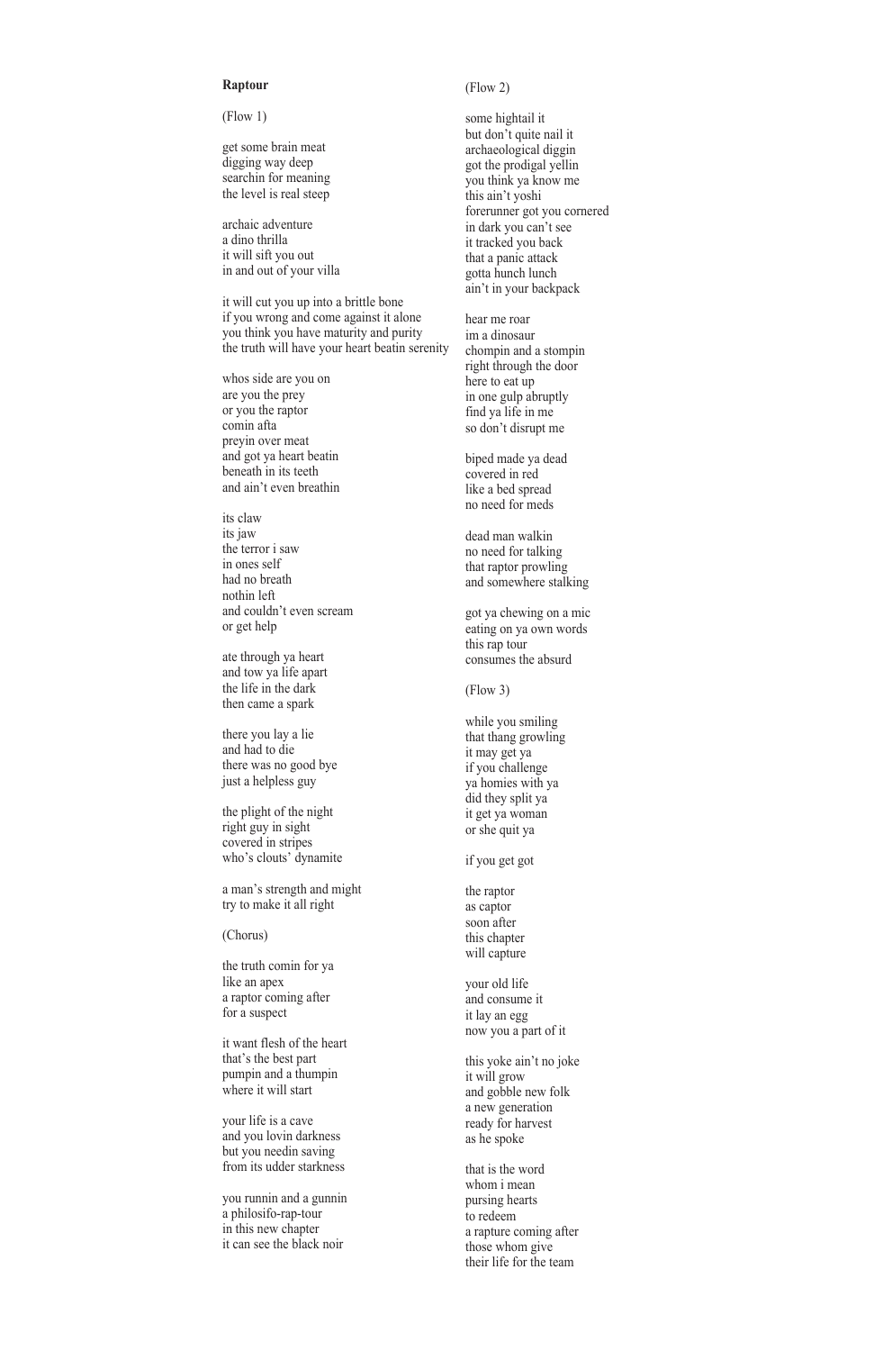**Raptour**

(Flow 1)

get some brain meat
digging way deep
searchin for meaning
the level is real steep

archaic adventure
a dino thrilla
it will sift you out
in and out of your villa

it will cut you up into a brittle bone
if you wrong and come against it alone
you think you have maturity and purity
the truth will have your heart beatin serenity

whos side are you on
are you the prey
or you the raptor
comin afta
preyin over meat
and got ya heart beatin
beneath in its teeth
and ain't even breathin

its claw
its jaw
the terror i saw
in ones self
had no breath
nothin left
and couldn't even scream
or get help

ate through ya heart
and tow ya life apart
the life in the dark
then came a spark

there you lay a lie
and had to die
there was no good bye
just a helpless guy

the plight of the night
right guy in sight
covered in stripes
who's clouts' dynamite

a man's strength and might
try to make it all right

(Chorus)

the truth comin for ya
like an apex
a raptor coming after
for a suspect

it want flesh of the heart
that's the best part
pumpin and a thumpin
where it will start

your life is a cave
and you lovin darkness
but you needin saving
from its udder starkness

you runnin and a gunnin
a philosifo-rap-tour
in this new chapter
it can see the black noir

(Flow 2)

some hightail it
but don't quite nail it
archaeological diggin
got the prodigal yellin
you think ya know me
this ain't yoshi
forerunner got you cornered
in dark you can't see
it tracked you back
that a panic attack
gotta hunch lunch
ain't in your backpack

hear me roar
im a dinosaur
chompin and a stompin
right through the door
here to eat up
in one gulp abruptly
find ya life in me
so don't disrupt me

biped made ya dead
covered in red
like a bed spread
no need for meds

dead man walkin
no need for talking
that raptor prowling
and somewhere stalking

got ya chewing on a mic
eating on ya own words
this rap tour
consumes the absurd

(Flow 3)

while you smiling
that thang growling
it may get ya
if you challenge
ya homies with ya
did they split ya
it get ya woman
or she quit ya

if you get got

the raptor
as captor
soon after
this chapter
will capture

your old life
and consume it
it lay an egg
now you a part of it

this yoke ain't no joke
it will grow
and gobble new folk
a new generation
ready for harvest
as he spoke

that is the word
whom i mean
pursing hearts
to redeem
a rapture coming after
those whom give
their life for the team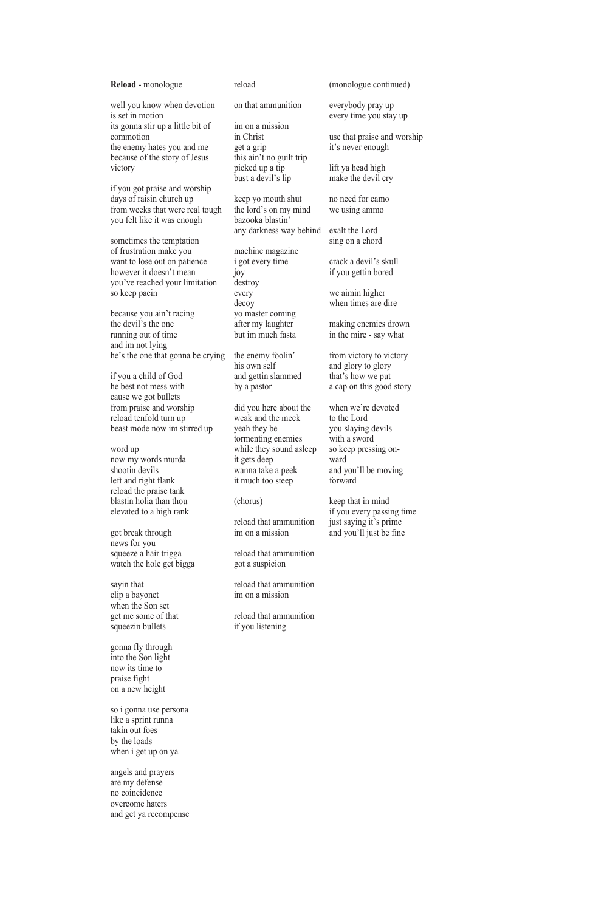**Reload** - monologue

well you know when devotion
is set in motion
its gonna stir up a little bit of
commotion
the enemy hates you and me
because of the story of Jesus
victory

if you got praise and worship
days of raisin church up
from weeks that were real tough
you felt like it was enough

sometimes the temptation
of frustration make you
want to lose out on patience
however it doesn't mean
you've reached your limitation
so keep pacin

because you ain't racing
the devil's the one
running out of time
and im not lying
he's the one that gonna be crying

if you a child of God
he best not mess with
cause we got bullets
from praise and worship
reload tenfold turn up
beast mode now im stirred up

word up
now my words murda
shootin devils
left and right flank
reload the praise tank
blastin holia than thou
elevated to a high rank

got break through
news for you
squeeze a hair trigga
watch the hole get bigga

sayin that
clip a bayonet
when the Son set
get me some of that
squeezin bullets

gonna fly through
into the Son light
now its time to
praise fight
on a new height

so i gonna use persona
like a sprint runna
takin out foes
by the loads
when i get up on ya

angels and prayers
are my defense
no coincidence
overcome haters
and get ya recompense

reload

on that ammunition

im on a mission
in Christ
get a grip
this ain't no guilt trip
picked up a tip
bust a devil's lip

keep yo mouth shut
the lord's on my mind
bazooka blastin'
any darkness way behind

machine magazine
i got every time
joy
destroy
every
decoy
yo master coming
after my laughter
but im much fasta

the enemy foolin'
his own self
and gettin slammed
by a pastor

did you here about the
weak and the meek
yeah they be
tormenting enemies
while they sound asleep
it gets deep
wanna take a peek
it much too steep

(chorus)

reload that ammunition
im on a mission

reload that ammunition
got a suspicion

reload that ammunition
im on a mission

reload that ammunition
if you listening

(monologue continued)

everybody pray up
every time you stay up

use that praise and worship
it's never enough

lift ya head high
make the devil cry

no need for camo
we using ammo

exalt the Lord
sing on a chord

crack a devil's skull
if you gettin bored

we aimin higher
when times are dire

making enemies drown
in the mire - say what

from victory to victory
and glory to glory
that's how we put
a cap on this good story

when we're devoted
to the Lord
you slaying devils
with a sword
so keep pressing on-
ward
and you'll be moving
forward

keep that in mind
if you every passing time
just saying it's prime
and you'll just be fine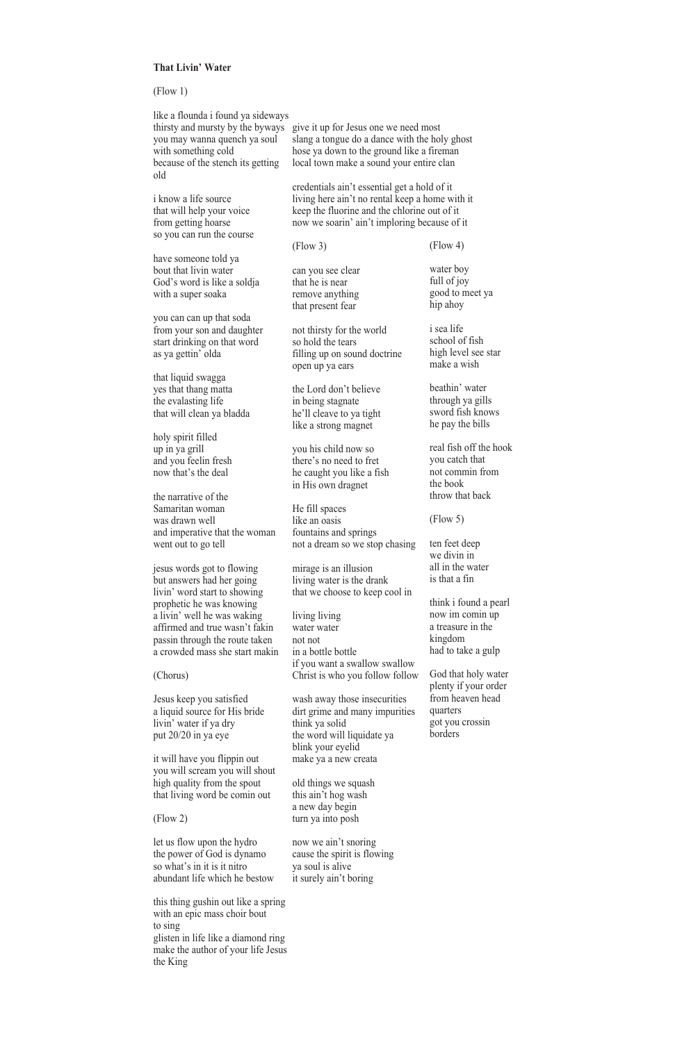**That Livin' Water**

(Flow 1)

like a flounda i found ya sideways
thirsty and mursty by the byways
you may wanna quench ya soul
with something cold
because of the stench its getting old

i know a life source
that will help your voice
from getting hoarse
so you can run the course

have someone told ya
bout that livin water
God's word is like a soldja
with a super soaka

you can can up that soda
from your son and daughter
start drinking on that word
as ya gettin' olda

that liquid swagga
yes that thang matta
the evalasting life
that will clean ya bladda

holy spirit filled
up in ya grill
and you feelin fresh
now that's the deal

the narrative of the
Samaritan woman
was drawn well
and imperative that the woman
went out to go tell

jesus words got to flowing
but answers had her going
livin' word start to showing
prophetic he was knowing
a livin' well he was waking
affirmed and true wasn't fakin
passin through the route taken
a crowded mass she start makin

(Chorus)

Jesus keep you satisfied
a liquid source for His bride
livin' water if ya dry
put 20/20 in ya eye

it will have you flippin out
you will scream you will shout
high quality from the spout
that living word be comin out

(Flow 2)

let us flow upon the hydro
the power of God is dynamo
so what's in it is it nitro
abundant life which he bestow

this thing gushin out like a spring
with an epic mass choir bout
to sing
glisten in life like a diamond ring
make the author of your life Jesus
the King

give it up for Jesus one we need most
slang a tongue do a dance with the holy ghost
hose ya down to the ground like a fireman
local town make a sound your entire clan

credentials ain't essential get a hold of it
living here ain't no rental keep a home with it
keep the fluorine and the chlorine out of it
now we soarin' ain't imploring because of it

(Flow 3)

can you see clear
that he is near
remove anything
that present fear

not thirsty for the world
so hold the tears
filling up on sound doctrine
open up ya ears

the Lord don't believe
in being stagnate
he'll cleave to ya tight
like a strong magnet

you his child now so
there's no need to fret
he caught you like a fish
in His own dragnet

He fill spaces
like an oasis
fountains and springs
not a dream so we stop chasing

mirage is an illusion
living water is the drank
that we choose to keep cool in

living living
water water
not not
in a bottle bottle
if you want a swallow swallow
Christ is who you follow follow

wash away those insecurities
dirt grime and many impurities
think ya solid
the word will liquidate ya
blink your eyelid
make ya a new creata

old things we squash
this ain't hog wash
a new day begin
turn ya into posh

now we ain't snoring
cause the spirit is flowing
ya soul is alive
it surely ain't boring

(Flow 4)

water boy
full of joy
good to meet ya
hip ahoy

i sea life
school of fish
high level see star
make a wish

beathin' water
through ya gills
sword fish knows
he pay the bills

real fish off the hook
you catch that
not commin from
the book
throw that back

(Flow 5)

ten feet deep
we divin in
all in the water
is that a fin

think i found a pearl
now im comin up
a treasure in the
kingdom
had to take a gulp

God that holy water
plenty if your order
from heaven head
quarters
got you crossin
borders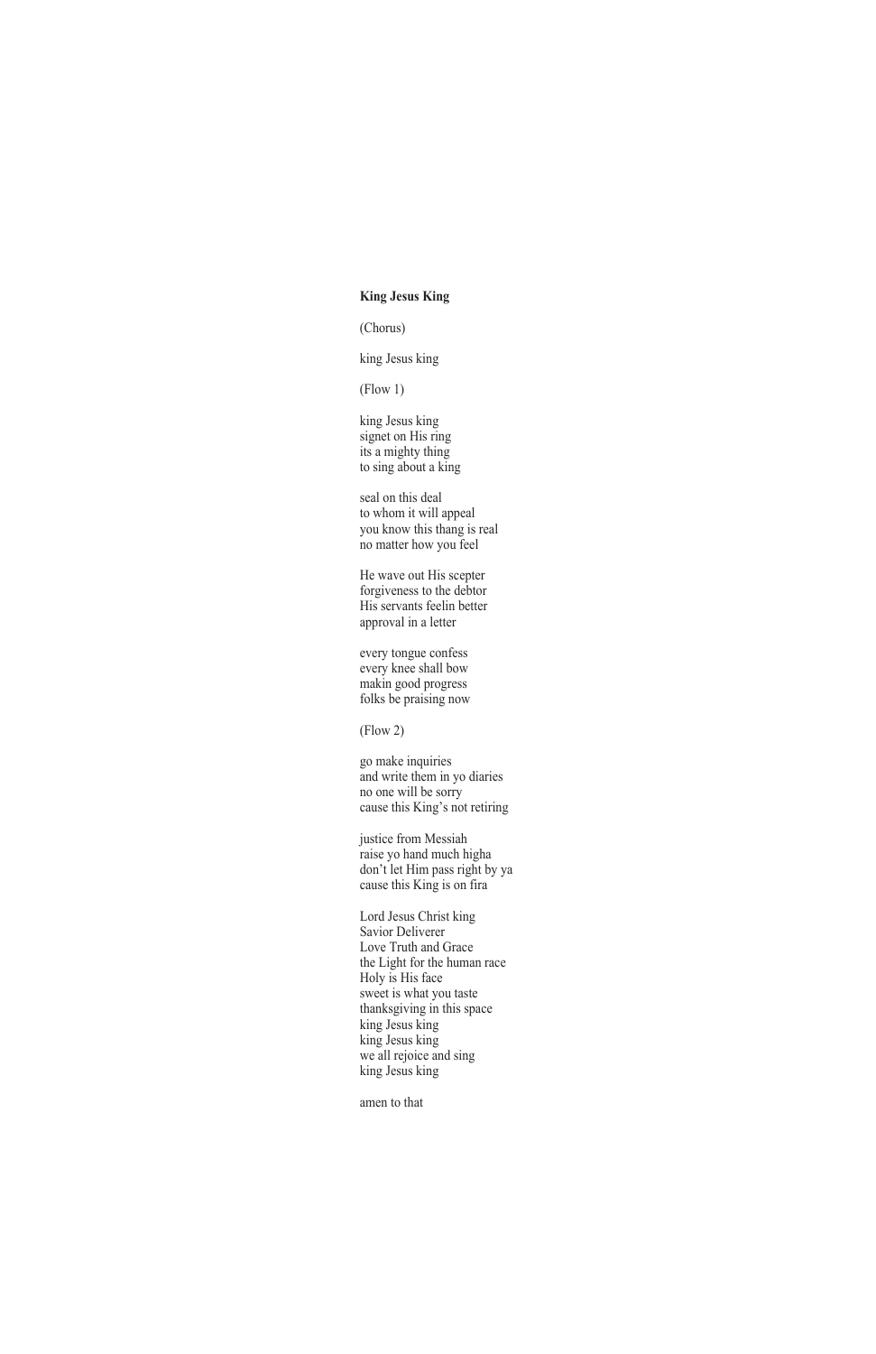**King Jesus King**

(Chorus)

king Jesus king

(Flow 1)

king Jesus king  
signet on His ring  
its a mighty thing  
to sing about a king

seal on this deal  
to whom it will appeal  
you know this thang is real  
no matter how you feel

He wave out His scepter  
forgiveness to the debtor  
His servants feelin better  
approval in a letter

every tongue confess  
every knee shall bow  
makin good progress  
folks be praising now

(Flow 2)

go make inquiries  
and write them in yo diaries  
no one will be sorry  
cause this King's not retiring

justice from Messiah  
raise yo hand much higha  
don't let Him pass right by ya  
cause this King is on fira

Lord Jesus Christ king  
Savior Deliverer  
Love Truth and Grace  
the Light for the human race  
Holy is His face  
sweet is what you taste  
thanksgiving in this space  
king Jesus king  
king Jesus king  
we all rejoice and sing  
king Jesus king

amen to that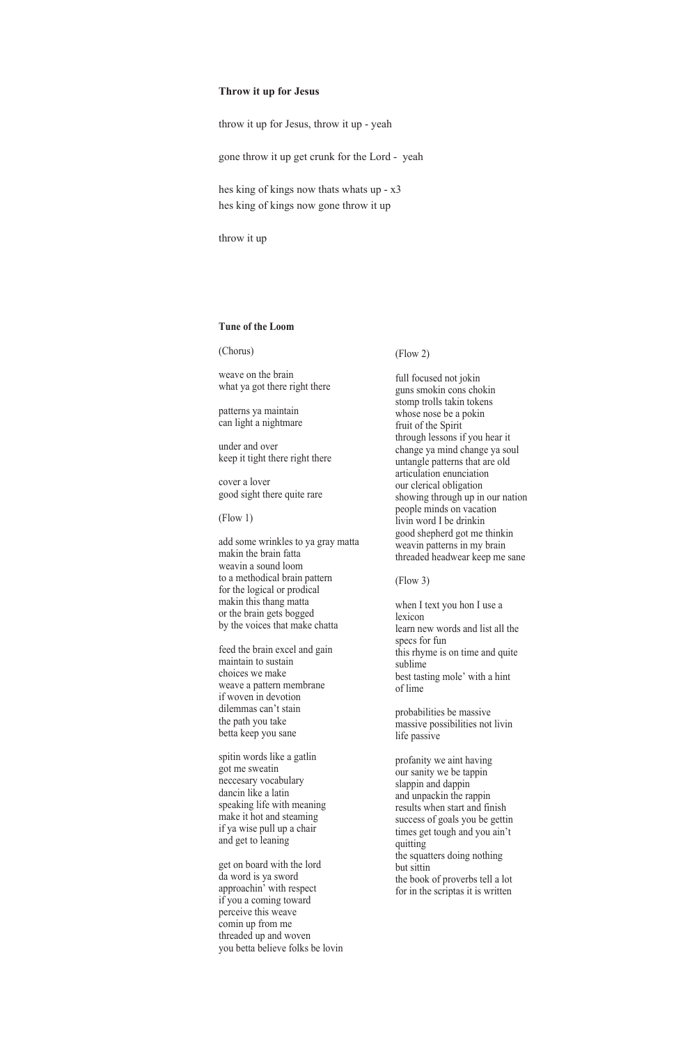## Throw it up for Jesus

throw it up for Jesus, throw it up - yeah

gone throw it up get crunk for the Lord - yeah

hes king of kings now thats whats up - x3
hes king of kings now gone throw it up

throw it up

## Tune of the Loom

(Chorus)

weave on the brain
what ya got there right there

patterns ya maintain
can light a nightmare

under and over
keep it tight there right there

cover a lover
good sight there quite rare

(Flow 1)

add some wrinkles to ya gray matta
makin the brain fatta
weavin a sound loom
to a methodical brain pattern
for the logical or prodical
makin this thang matta
or the brain gets bogged
by the voices that make chatta

feed the brain excel and gain
maintain to sustain
choices we make
weave a pattern membrane
if woven in devotion
dilemmas can't stain
the path you take
betta keep you sane

spitin words like a gatlin
got me sweatin
neccesary vocabulary
dancin like a latin
speaking life with meaning
make it hot and steaming
if ya wise pull up a chair
and get to leaning

get on board with the lord
da word is ya sword
approachin' with respect
if you a coming toward
perceive this weave
comin up from me
threaded up and woven
you betta believe folks be lovin

(Flow 2)

full focused not jokin
guns smokin cons chokin
stomp trolls takin tokens
whose nose be a pokin
fruit of the Spirit
through lessons if you hear it
change ya mind change ya soul
untangle patterns that are old
articulation enunciation
our clerical obligation
showing through up in our nation
people minds on vacation
livin word I be drinkin
good shepherd got me thinkin
weavin patterns in my brain
threaded headwear keep me sane

(Flow 3)

when I text you hon I use a lexicon
learn new words and list all the specs for fun
this rhyme is on time and quite sublime
best tasting mole' with a hint of lime

probabilities be massive
massive possibilities not livin life passive

profanity we aint having
our sanity we be tappin
slappin and dappin
and unpackin the rappin
results when start and finish
success of goals you be gettin
times get tough and you ain't quitting
the squatters doing nothing but sittin
the book of proverbs tell a lot
for in the scriptas it is written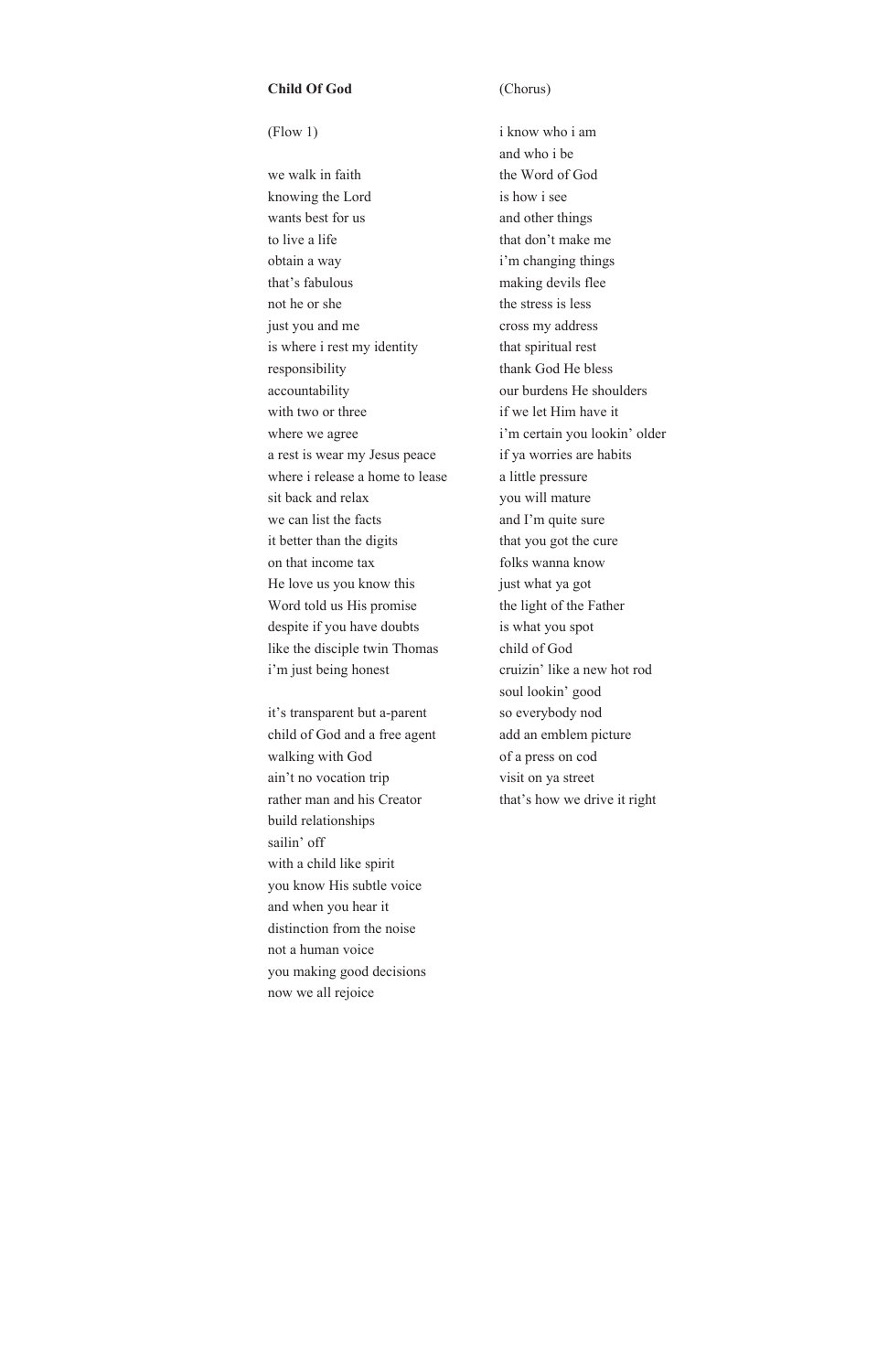**Child Of God**

(Flow 1)

we walk in faith
knowing the Lord
wants best for us
to live a life
obtain a way
that's fabulous
not he or she
just you and me
is where i rest my identity
responsibility
accountability
with two or three
where we agree
a rest is wear my Jesus peace
where i release a home to lease
sit back and relax
we can list the facts
it better than the digits
on that income tax
He love us you know this
Word told us His promise
despite if you have doubts
like the disciple twin Thomas
i'm just being honest

it's transparent but a-parent
child of God and a free agent
walking with God
ain't no vocation trip
rather man and his Creator
build relationships
sailin' off
with a child like spirit
you know His subtle voice
and when you hear it
distinction from the noise
not a human voice
you making good decisions
now we all rejoice

(Chorus)

i know who i am
and who i be
the Word of God
is how i see
and other things
that don't make me
i'm changing things
making devils flee
the stress is less
cross my address
that spiritual rest
thank God He bless
our burdens He shoulders
if we let Him have it
i'm certain you lookin' older
if ya worries are habits
a little pressure
you will mature
and I'm quite sure
that you got the cure
folks wanna know
just what ya got
the light of the Father
is what you spot
child of God
cruizin' like a new hot rod
soul lookin' good
so everybody nod
add an emblem picture
of a press on cod
visit on ya street
that's how we drive it right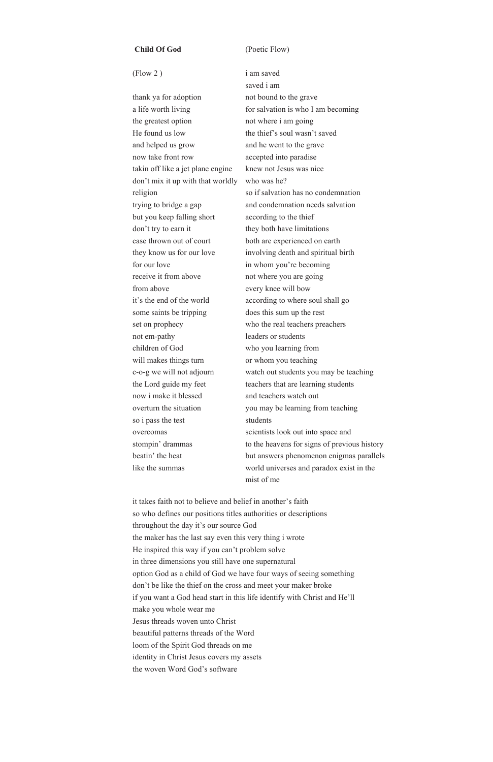**Child Of God**

(Flow 2 )

thank ya for adoption
a life worth living
the greatest option
He found us low
and helped us grow
now take front row
takin off like a jet plane engine
don't mix it up with that worldly religion
trying to bridge a gap
but you keep falling short
don't try to earn it
case thrown out of court
they know us for our love
for our love
receive it from above
from above
it's the end of the world
some saints be tripping
set on prophecy
not em-pathy
children of God
will makes things turn
c-o-g we will not adjourn
the Lord guide my feet
now i make it blessed
overturn the situation
so i pass the test
overcomas
stompin' drammas
beatin' the heat
like the summas

(Poetic Flow)

i am saved
saved i am
not bound to the grave
for salvation is who I am becoming
not where i am going
the thief's soul wasn't saved
and he went to the grave
accepted into paradise
knew not Jesus was nice
who was he?
so if salvation has no condemnation
and condemnation needs salvation
according to the thief
they both have limitations
both are experienced on earth
involving death and spiritual birth
in whom you're becoming
not where you are going
every knee will bow
according to where soul shall go
does this sum up the rest
who the real teachers preachers
leaders or students
who you learning from
or whom you teaching
watch out students you may be teaching
teachers that are learning students
and teachers watch out
you may be learning from teaching students
scientists look out into space and
to the heavens for signs of previous history
but answers phenomenon enigmas parallels
world universes and paradox exist in the mist of me

it takes faith not to believe and belief in another's faith
so who defines our positions titles authorities or descriptions
throughout the day it's our source God
the maker has the last say even this very thing i wrote
He inspired this way if you can't problem solve
in three dimensions you still have one supernatural
option God as a child of God we have four ways of seeing something
don't be like the thief on the cross and meet your maker broke
if you want a God head start in this life identify with Christ and He'll
make you whole wear me
Jesus threads woven unto Christ
beautiful patterns threads of the Word
loom of the Spirit God threads on me
identity in Christ Jesus covers my assets
the woven Word God's software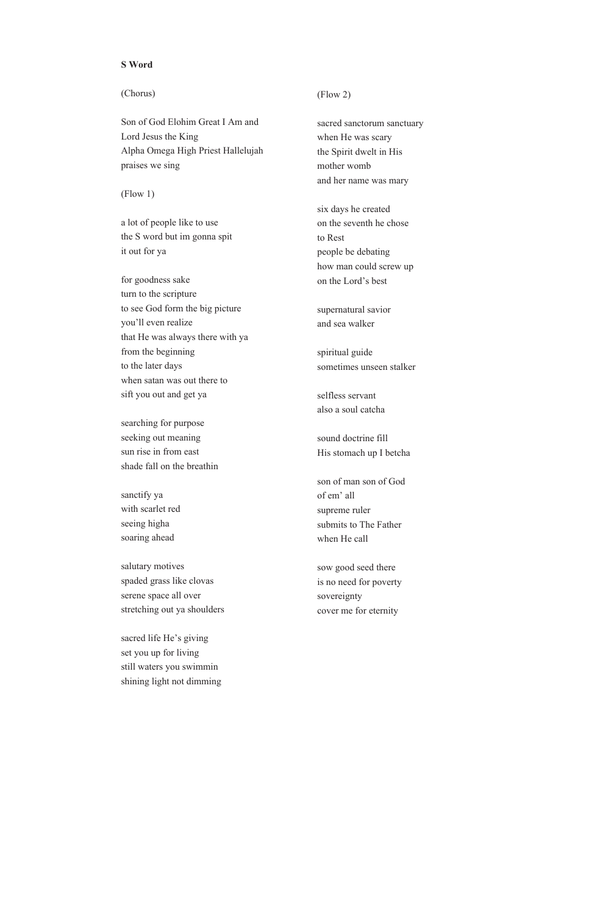**S Word**

(Chorus)

Son of God Elohim Great I Am and
Lord Jesus the King
Alpha Omega High Priest Hallelujah
praises we sing

(Flow 1)

a lot of people like to use
the S word but im gonna spit
it out for ya

for goodness sake
turn to the scripture
to see God form the big picture
you'll even realize
that He was always there with ya
from the beginning
to the later days
when satan was out there to
sift you out and get ya

searching for purpose
seeking out meaning
sun rise in from east
shade fall on the breathin

sanctify ya
with scarlet red
seeing higha
soaring ahead

salutary motives
spaded grass like clovas
serene space all over
stretching out ya shoulders

sacred life He's giving
set you up for living
still waters you swimmin
shining light not dimming

(Flow 2)

sacred sanctorum sanctuary
when He was scary
the Spirit dwelt in His
mother womb
and her name was mary

six days he created
on the seventh he chose
to Rest
people be debating
how man could screw up
on the Lord's best

supernatural savior
and sea walker

spiritual guide
sometimes unseen stalker

selfless servant
also a soul catcha

sound doctrine fill
His stomach up I betcha

son of man son of God
of em' all
supreme ruler
submits to The Father
when He call

sow good seed there
is no need for poverty
sovereignty
cover me for eternity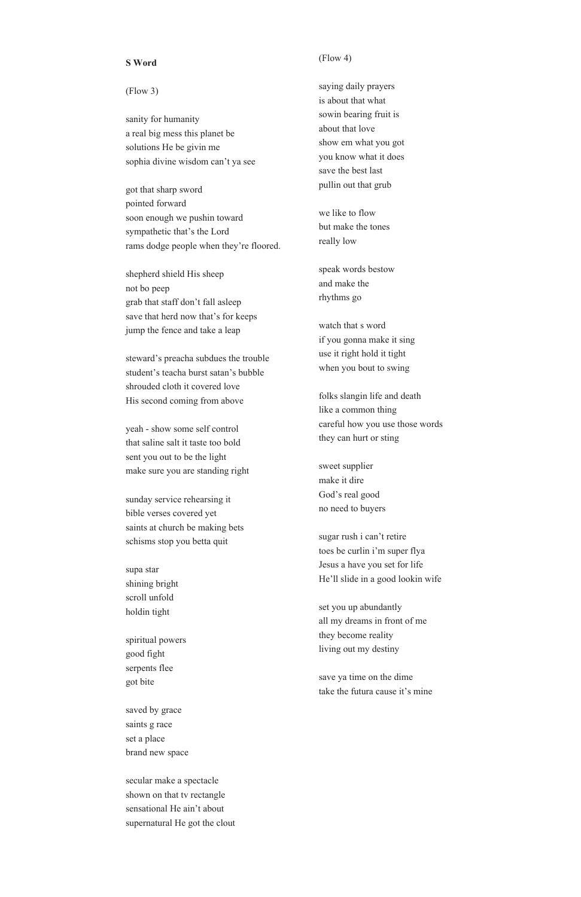**S Word**

(Flow 3)

sanity for humanity  
a real big mess this planet be  
solutions He be givin me  
sophia divine wisdom can't ya see

got that sharp sword  
pointed forward  
soon enough we pushin toward  
sympathetic that's the Lord  
rams dodge people when they're floored.

shepherd shield His sheep  
not bo peep  
grab that staff don't fall asleep  
save that herd now that's for keeps  
jump the fence and take a leap

steward's preacha subdues the trouble  
student's teacha burst satan's bubble  
shrouded cloth it covered love  
His second coming from above

yeah - show some self control  
that saline salt it taste too bold  
sent you out to be the light  
make sure you are standing right

sunday service rehearsing it  
bible verses covered yet  
saints at church be making bets  
schisms stop you betta quit

supa star  
shining bright  
scroll unfold  
holdin tight

spiritual powers  
good fight  
serpents flee  
got bite

saved by grace  
saints g race  
set a place  
brand new space

secular make a spectacle  
shown on that tv rectangle  
sensational He ain't about  
supernatural He got the clout

(Flow 4)

saying daily prayers  
is about that what  
sowin bearing fruit is  
about that love  
show em what you got  
you know what it does  
save the best last  
pullin out that grub

we like to flow  
but make the tones  
really low

speak words bestow  
and make the  
rhythms go

watch that s word  
if you gonna make it sing  
use it right hold it tight  
when you bout to swing

folks slangin life and death  
like a common thing  
careful how you use those words  
they can hurt or sting

sweet supplier  
make it dire  
God's real good  
no need to buyers

sugar rush i can't retire  
toes be curlin i'm super flya  
Jesus a have you set for life  
He'll slide in a good lookin wife

set you up abundantly  
all my dreams in front of me  
they become reality  
living out my destiny

save ya time on the dime  
take the futura cause it's mine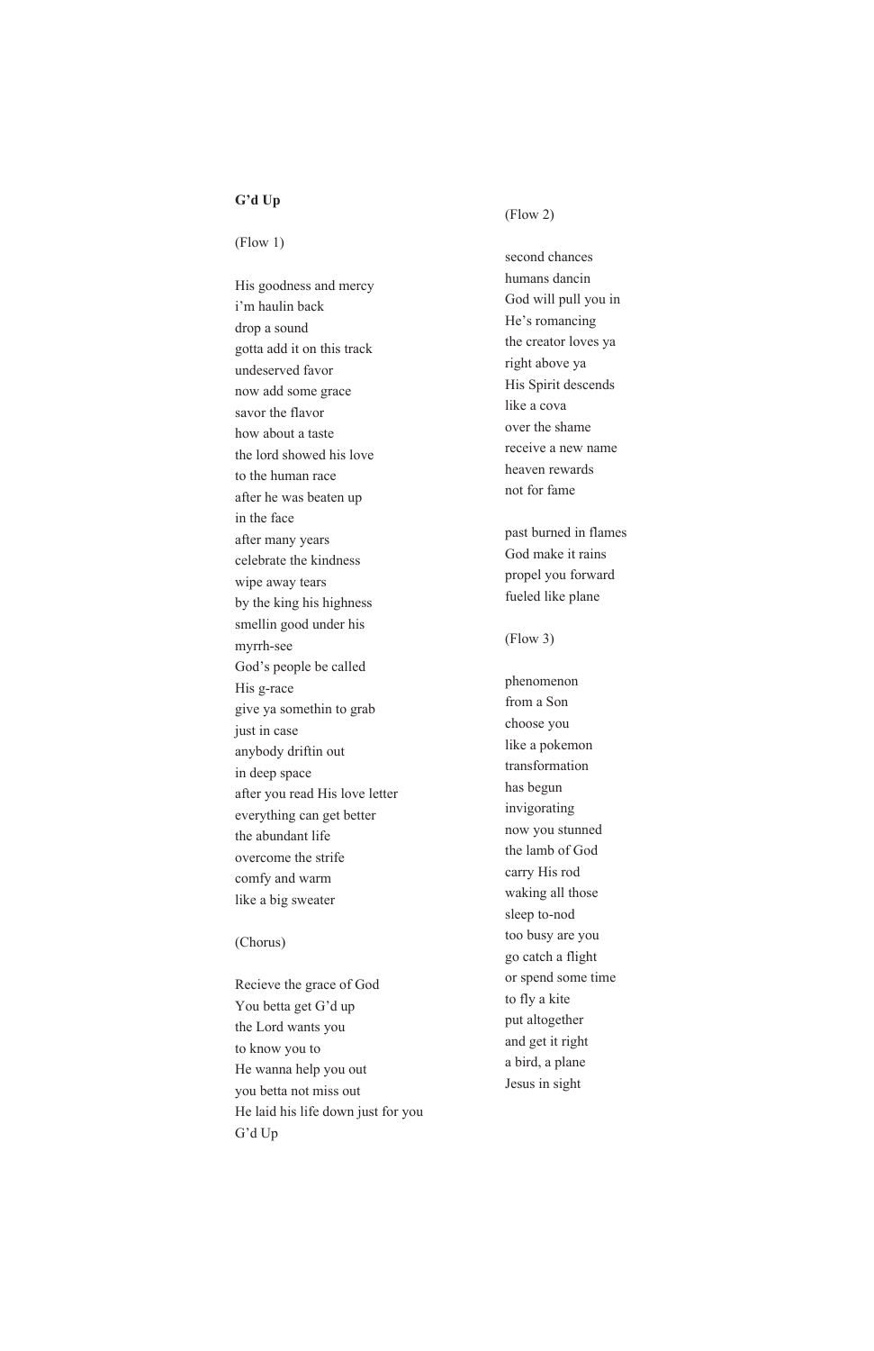**G'd Up**

(Flow 1)

His goodness and mercy
i'm haulin back
drop a sound
gotta add it on this track
undeserved favor
now add some grace
savor the flavor
how about a taste
the lord showed his love
to the human race
after he was beaten up
in the face
after many years
celebrate the kindness
wipe away tears
by the king his highness
smellin good under his
myrrh-see
God's people be called
His g-race
give ya somethin to grab
just in case
anybody driftin out
in deep space
after you read His love letter
everything can get better
the abundant life
overcome the strife
comfy and warm
like a big sweater

(Chorus)

Recieve the grace of God
You betta get G'd up
the Lord wants you
to know you to
He wanna help you out
you betta not miss out
He laid his life down just for you
G'd Up

(Flow 2)

second chances
humans dancin
God will pull you in
He's romancing
the creator loves ya
right above ya
His Spirit descends
like a cova
over the shame
receive a new name
heaven rewards
not for fame

past burned in flames
God make it rains
propel you forward
fueled like plane

(Flow 3)

phenomenon
from a Son
choose you
like a pokemon
transformation
has begun
invigorating
now you stunned
the lamb of God
carry His rod
waking all those
sleep to-nod
too busy are you
go catch a flight
or spend some time
to fly a kite
put altogether
and get it right
a bird, a plane
Jesus in sight